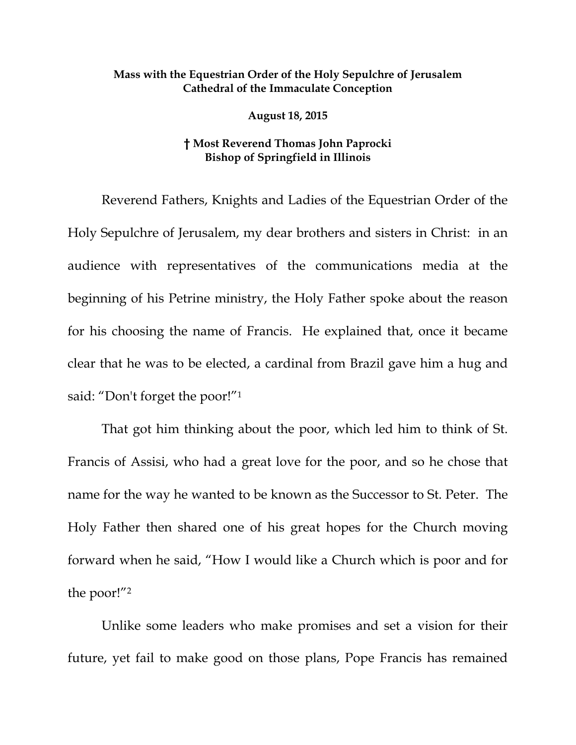**Mass with the Equestrian Order of the Holy Sepulchre of Jerusalem**
**Cathedral of the Immaculate Conception**

**August 18, 2015**

**† Most Reverend Thomas John Paprocki**
**Bishop of Springfield in Illinois**

Reverend Fathers, Knights and Ladies of the Equestrian Order of the Holy Sepulchre of Jerusalem, my dear brothers and sisters in Christ: in an audience with representatives of the communications media at the beginning of his Petrine ministry, the Holy Father spoke about the reason for his choosing the name of Francis. He explained that, once it became clear that he was to be elected, a cardinal from Brazil gave him a hug and said: "Don't forget the poor!"[1]

That got him thinking about the poor, which led him to think of St. Francis of Assisi, who had a great love for the poor, and so he chose that name for the way he wanted to be known as the Successor to St. Peter. The Holy Father then shared one of his great hopes for the Church moving forward when he said, "How I would like a Church which is poor and for the poor!"[2]

Unlike some leaders who make promises and set a vision for their future, yet fail to make good on those plans, Pope Francis has remained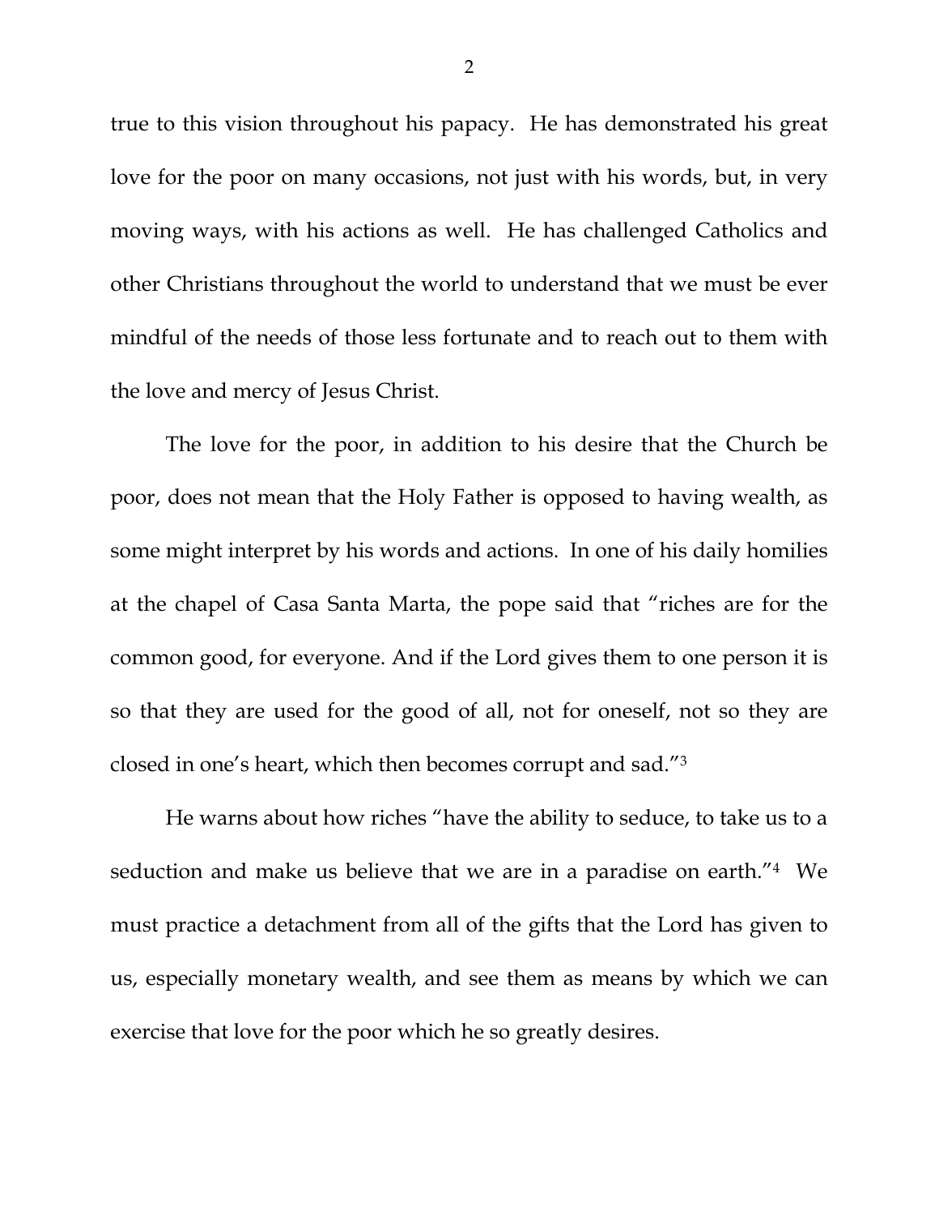true to this vision throughout his papacy. He has demonstrated his great love for the poor on many occasions, not just with his words, but, in very moving ways, with his actions as well. He has challenged Catholics and other Christians throughout the world to understand that we must be ever mindful of the needs of those less fortunate and to reach out to them with the love and mercy of Jesus Christ.

The love for the poor, in addition to his desire that the Church be poor, does not mean that the Holy Father is opposed to having wealth, as some might interpret by his words and actions. In one of his daily homilies at the chapel of Casa Santa Marta, the pope said that "riches are for the common good, for everyone. And if the Lord gives them to one person it is so that they are used for the good of all, not for oneself, not so they are closed in one's heart, which then becomes corrupt and sad."[3]

He warns about how riches "have the ability to seduce, to take us to a seduction and make us believe that we are in a paradise on earth."[4] We must practice a detachment from all of the gifts that the Lord has given to us, especially monetary wealth, and see them as means by which we can exercise that love for the poor which he so greatly desires.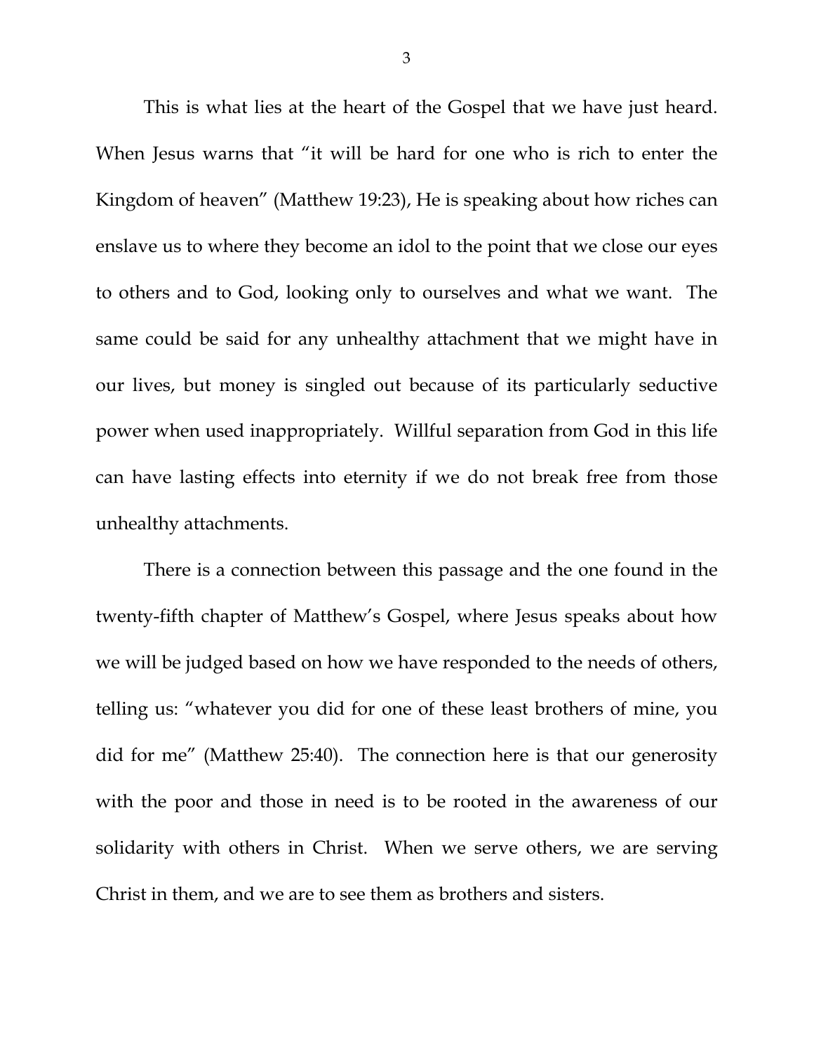This is what lies at the heart of the Gospel that we have just heard. When Jesus warns that "it will be hard for one who is rich to enter the Kingdom of heaven" (Matthew 19:23), He is speaking about how riches can enslave us to where they become an idol to the point that we close our eyes to others and to God, looking only to ourselves and what we want. The same could be said for any unhealthy attachment that we might have in our lives, but money is singled out because of its particularly seductive power when used inappropriately. Willful separation from God in this life can have lasting effects into eternity if we do not break free from those unhealthy attachments.

There is a connection between this passage and the one found in the twenty-fifth chapter of Matthew's Gospel, where Jesus speaks about how we will be judged based on how we have responded to the needs of others, telling us: "whatever you did for one of these least brothers of mine, you did for me" (Matthew 25:40). The connection here is that our generosity with the poor and those in need is to be rooted in the awareness of our solidarity with others in Christ. When we serve others, we are serving Christ in them, and we are to see them as brothers and sisters.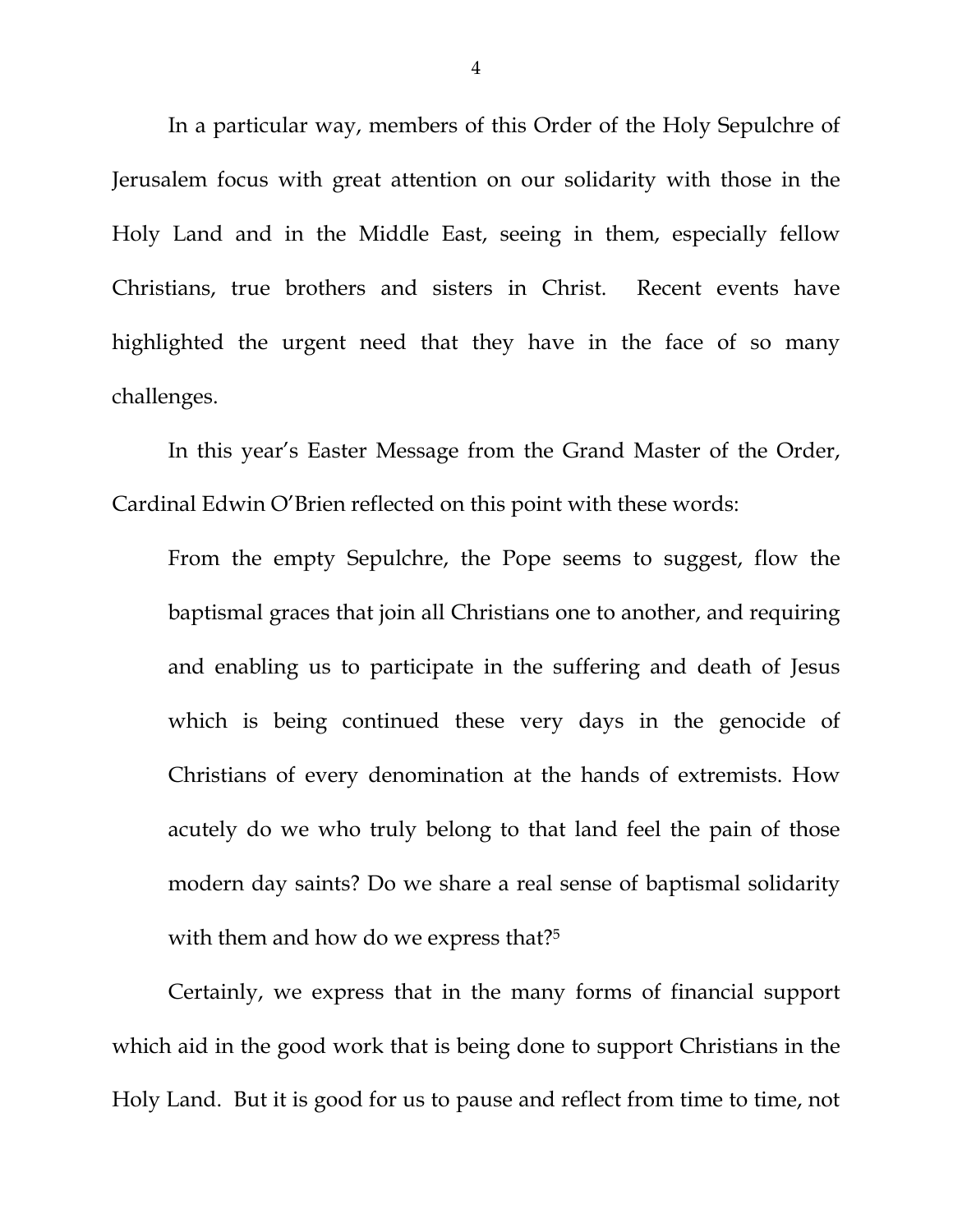In a particular way, members of this Order of the Holy Sepulchre of Jerusalem focus with great attention on our solidarity with those in the Holy Land and in the Middle East, seeing in them, especially fellow Christians, true brothers and sisters in Christ. Recent events have highlighted the urgent need that they have in the face of so many challenges.

In this year's Easter Message from the Grand Master of the Order, Cardinal Edwin O'Brien reflected on this point with these words:

> From the empty Sepulchre, the Pope seems to suggest, flow the baptismal graces that join all Christians one to another, and requiring and enabling us to participate in the suffering and death of Jesus which is being continued these very days in the genocide of Christians of every denomination at the hands of extremists. How acutely do we who truly belong to that land feel the pain of those modern day saints? Do we share a real sense of baptismal solidarity with them and how do we express that?[5]

Certainly, we express that in the many forms of financial support which aid in the good work that is being done to support Christians in the Holy Land. But it is good for us to pause and reflect from time to time, not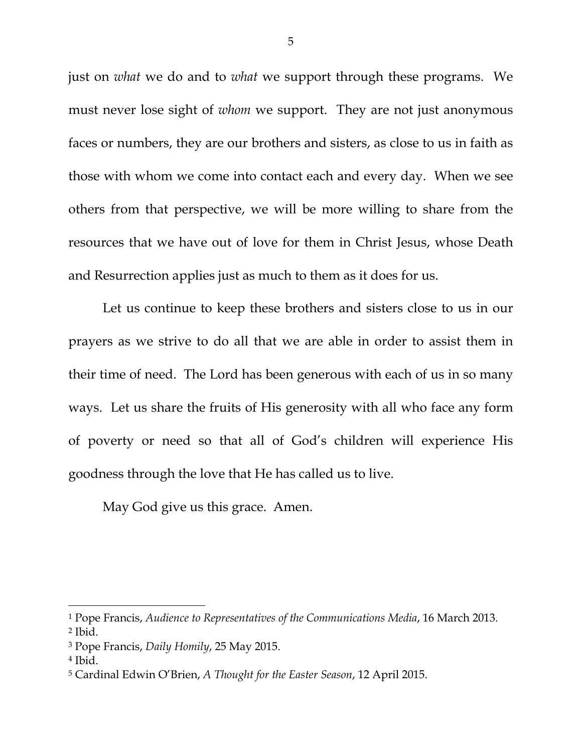just on *what* we do and to *what* we support through these programs. We must never lose sight of *whom* we support. They are not just anonymous faces or numbers, they are our brothers and sisters, as close to us in faith as those with whom we come into contact each and every day. When we see others from that perspective, we will be more willing to share from the resources that we have out of love for them in Christ Jesus, whose Death and Resurrection applies just as much to them as it does for us.

Let us continue to keep these brothers and sisters close to us in our prayers as we strive to do all that we are able in order to assist them in their time of need. The Lord has been generous with each of us in so many ways. Let us share the fruits of His generosity with all who face any form of poverty or need so that all of God's children will experience His goodness through the love that He has called us to live.

May God give us this grace. Amen.

---

[1] Pope Francis, *Audience to Representatives of the Communications Media*, 16 March 2013.
[2] Ibid.
[3] Pope Francis, *Daily Homily*, 25 May 2015.
[4] Ibid.
[5] Cardinal Edwin O'Brien, *A Thought for the Easter Season*, 12 April 2015.